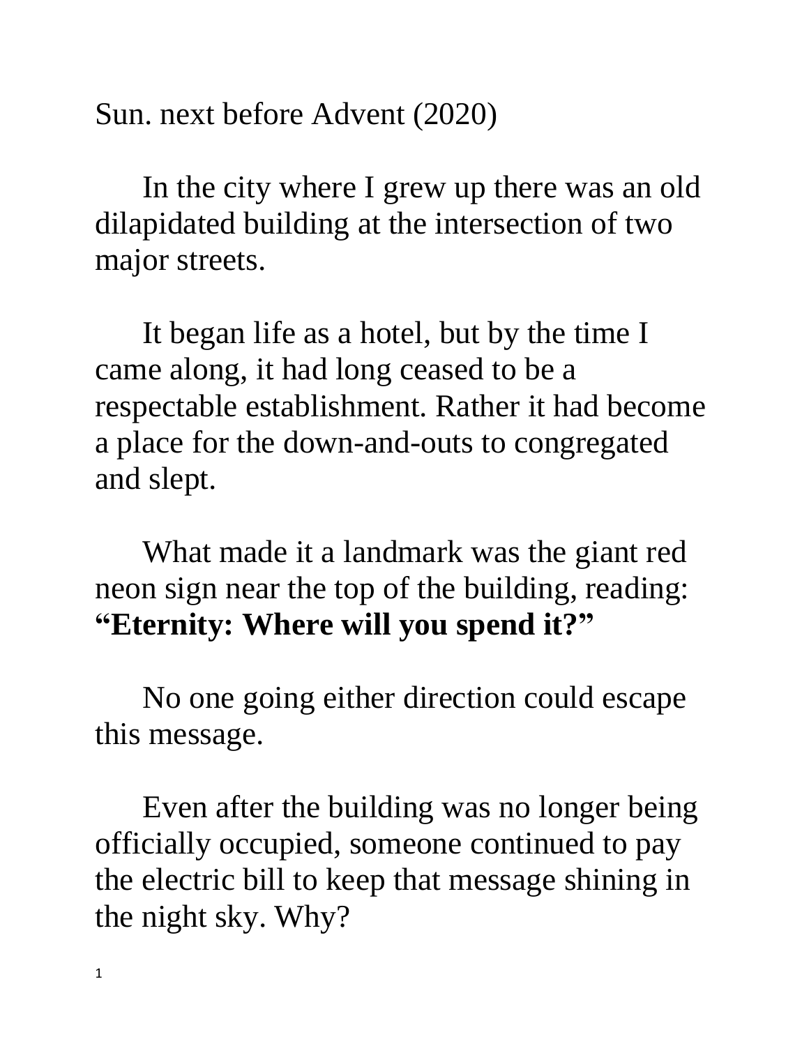Sun. next before Advent (2020)

In the city where I grew up there was an old dilapidated building at the intersection of two major streets.

It began life as a hotel, but by the time I came along, it had long ceased to be a respectable establishment. Rather it had become a place for the down-and-outs to congregated and slept.

What made it a landmark was the giant red neon sign near the top of the building, reading: **"Eternity: Where will you spend it?"**

No one going either direction could escape this message.

Even after the building was no longer being officially occupied, someone continued to pay the electric bill to keep that message shining in the night sky. Why?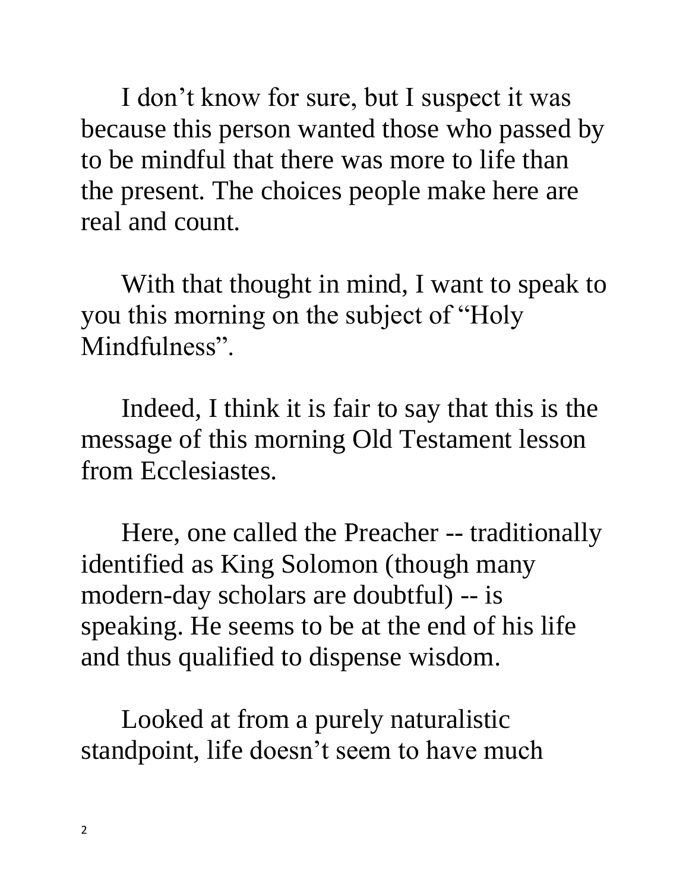I don't know for sure, but I suspect it was because this person wanted those who passed by to be mindful that there was more to life than the present. The choices people make here are real and count.

With that thought in mind, I want to speak to you this morning on the subject of "Holy Mindfulness".

Indeed, I think it is fair to say that this is the message of this morning Old Testament lesson from Ecclesiastes.

Here, one called the Preacher -- traditionally identified as King Solomon (though many modern-day scholars are doubtful) -- is speaking. He seems to be at the end of his life and thus qualified to dispense wisdom.

Looked at from a purely naturalistic standpoint, life doesn't seem to have much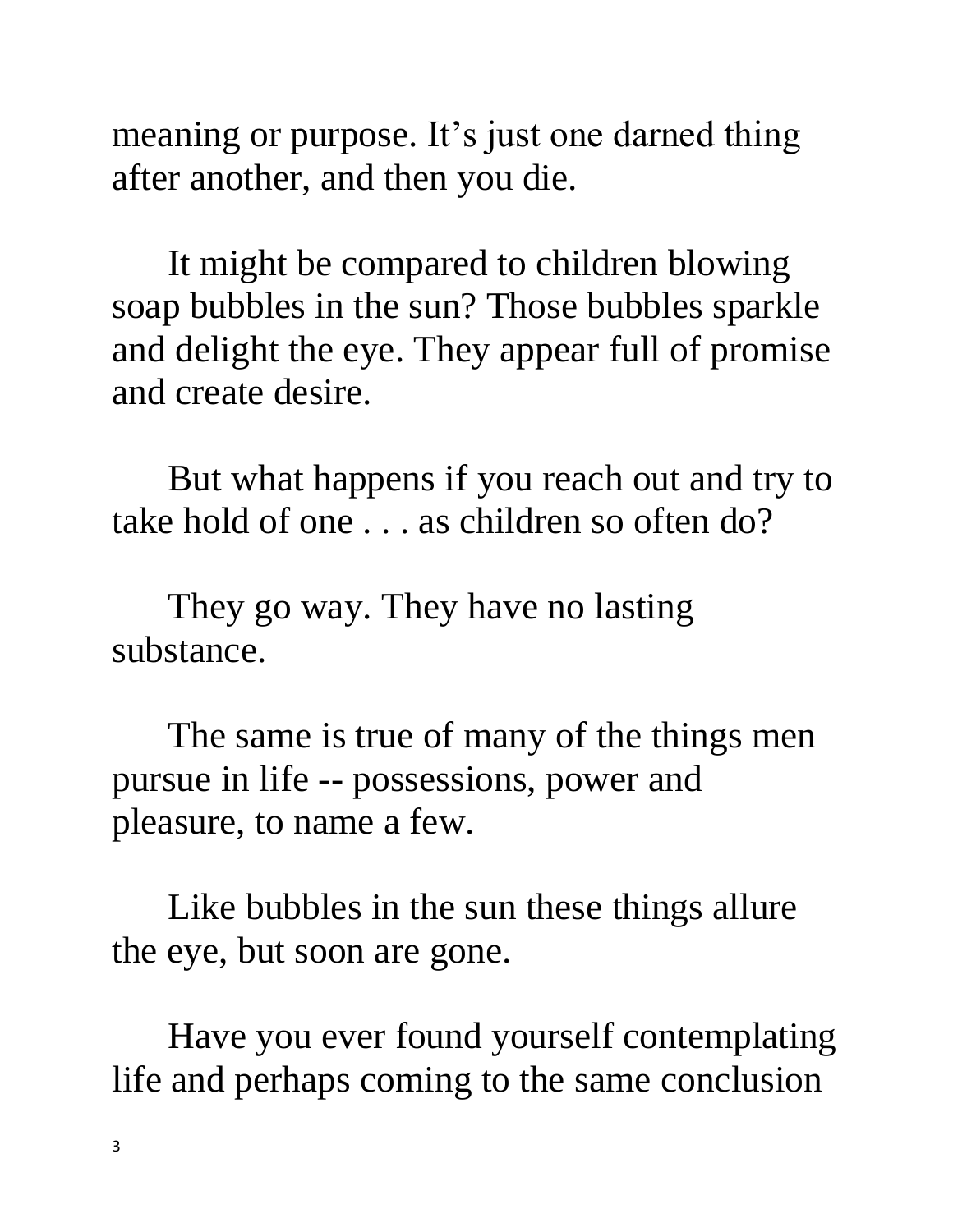meaning or purpose. It’s just one darned thing after another, and then you die.

It might be compared to children blowing soap bubbles in the sun? Those bubbles sparkle and delight the eye. They appear full of promise and create desire.

But what happens if you reach out and try to take hold of one . . . as children so often do?

They go way. They have no lasting substance.

The same is true of many of the things men pursue in life -- possessions, power and pleasure, to name a few.

Like bubbles in the sun these things allure the eye, but soon are gone.

Have you ever found yourself contemplating life and perhaps coming to the same conclusion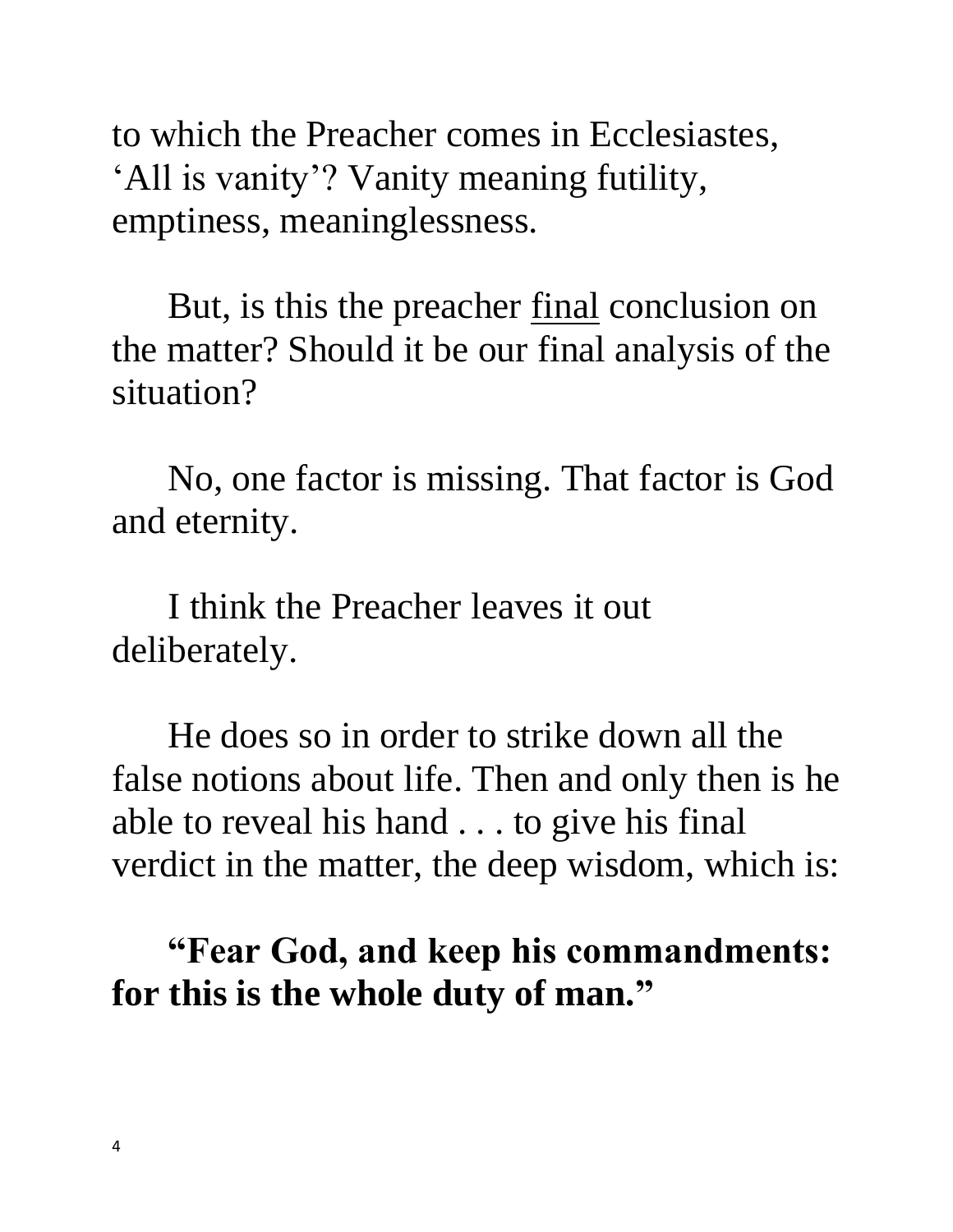to which the Preacher comes in Ecclesiastes, 'All is vanity'? Vanity meaning futility, emptiness, meaninglessness.

But, is this the preacher <u>final</u> conclusion on the matter? Should it be our final analysis of the situation?

No, one factor is missing. That factor is God and eternity.

I think the Preacher leaves it out deliberately.

He does so in order to strike down all the false notions about life. Then and only then is he able to reveal his hand . . . to give his final verdict in the matter, the deep wisdom, which is:

**"Fear God, and keep his commandments: for this is the whole duty of man."**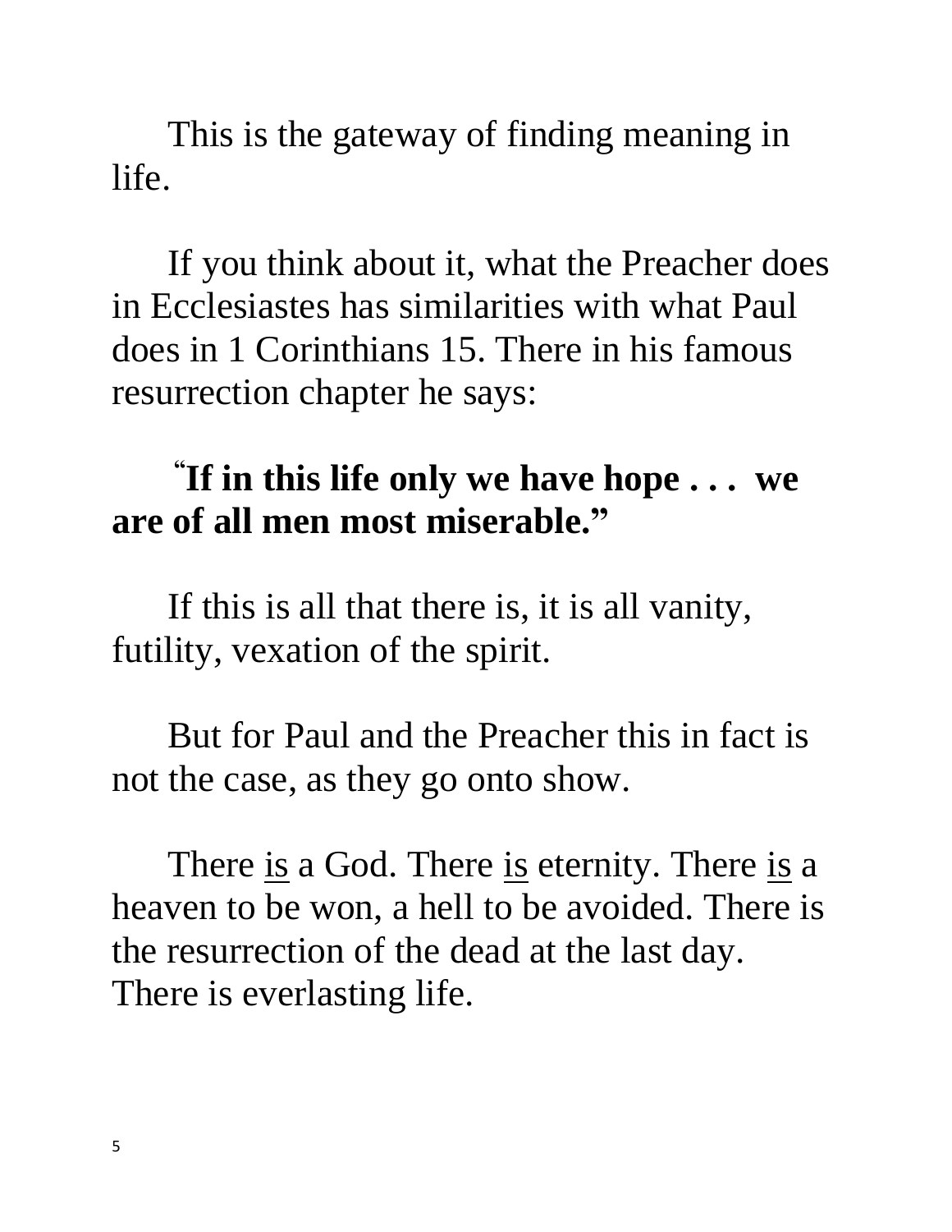This is the gateway of finding meaning in life.

If you think about it, what the Preacher does in Ecclesiastes has similarities with what Paul does in 1 Corinthians 15. There in his famous resurrection chapter he says:

**"If in this life only we have hope . . . we are of all men most miserable."**

If this is all that there is, it is all vanity, futility, vexation of the spirit.

But for Paul and the Preacher this in fact is not the case, as they go onto show.

There <u>is</u> a God. There <u>is</u> eternity. There <u>is</u> a heaven to be won, a hell to be avoided. There is the resurrection of the dead at the last day. There is everlasting life.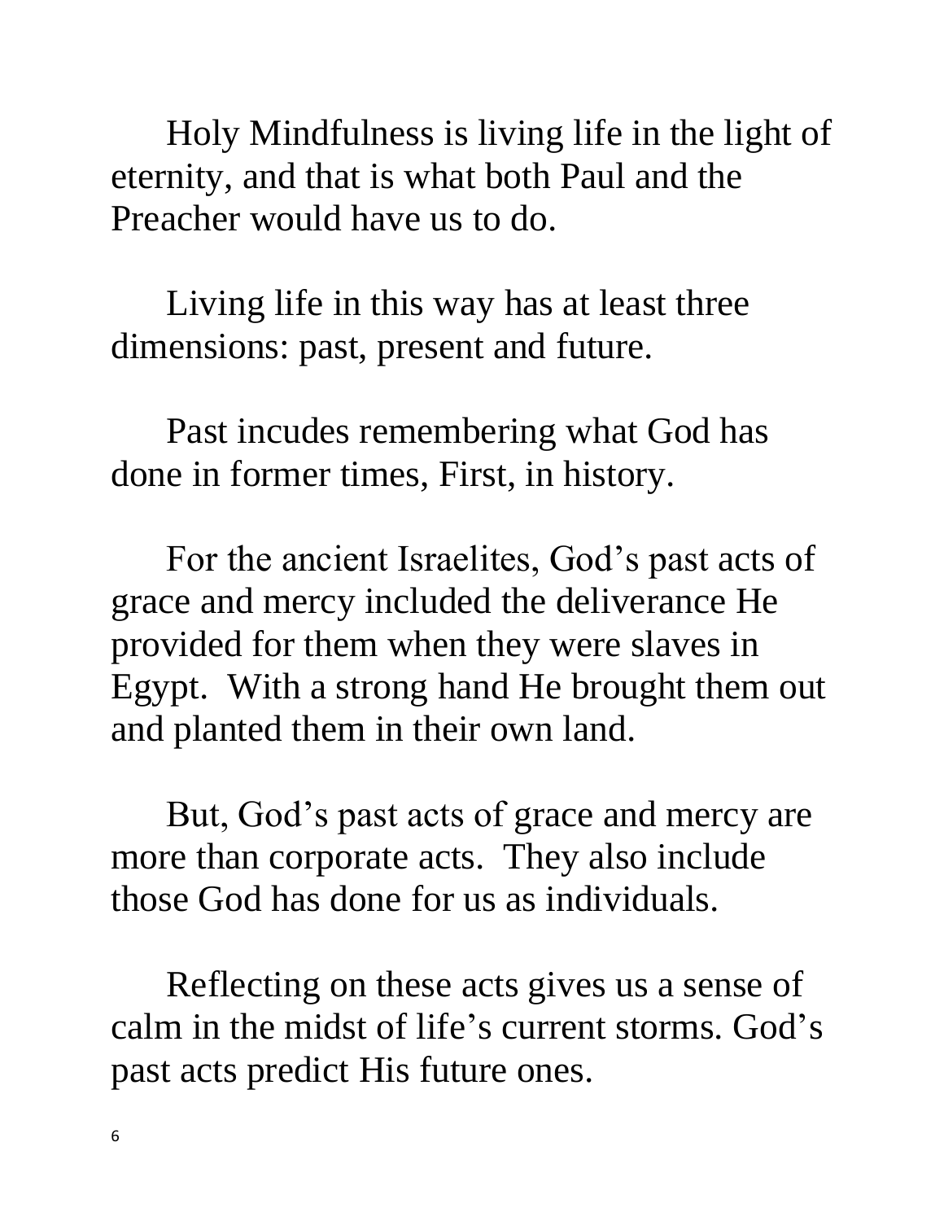Holy Mindfulness is living life in the light of eternity, and that is what both Paul and the Preacher would have us to do.

Living life in this way has at least three dimensions: past, present and future.

Past incudes remembering what God has done in former times, First, in history.

For the ancient Israelites, God's past acts of grace and mercy included the deliverance He provided for them when they were slaves in Egypt. With a strong hand He brought them out and planted them in their own land.

But, God's past acts of grace and mercy are more than corporate acts. They also include those God has done for us as individuals.

Reflecting on these acts gives us a sense of calm in the midst of life's current storms. God's past acts predict His future ones.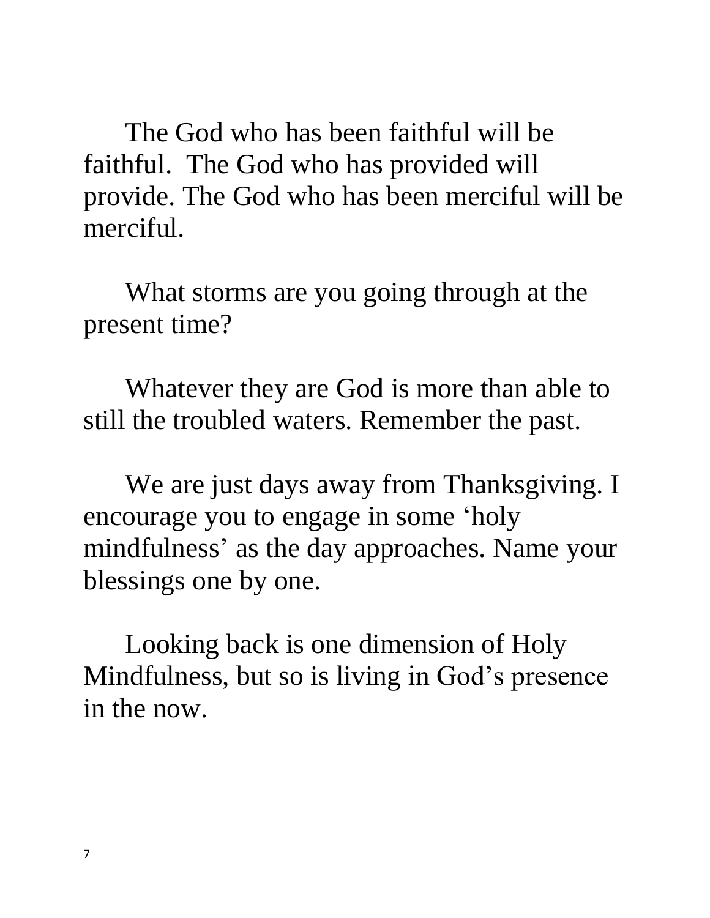The God who has been faithful will be faithful.  The God who has provided will provide. The God who has been merciful will be merciful.

What storms are you going through at the present time?

Whatever they are God is more than able to still the troubled waters. Remember the past.

We are just days away from Thanksgiving. I encourage you to engage in some ‘holy mindfulness’ as the day approaches. Name your blessings one by one.

Looking back is one dimension of Holy Mindfulness, but so is living in God’s presence in the now.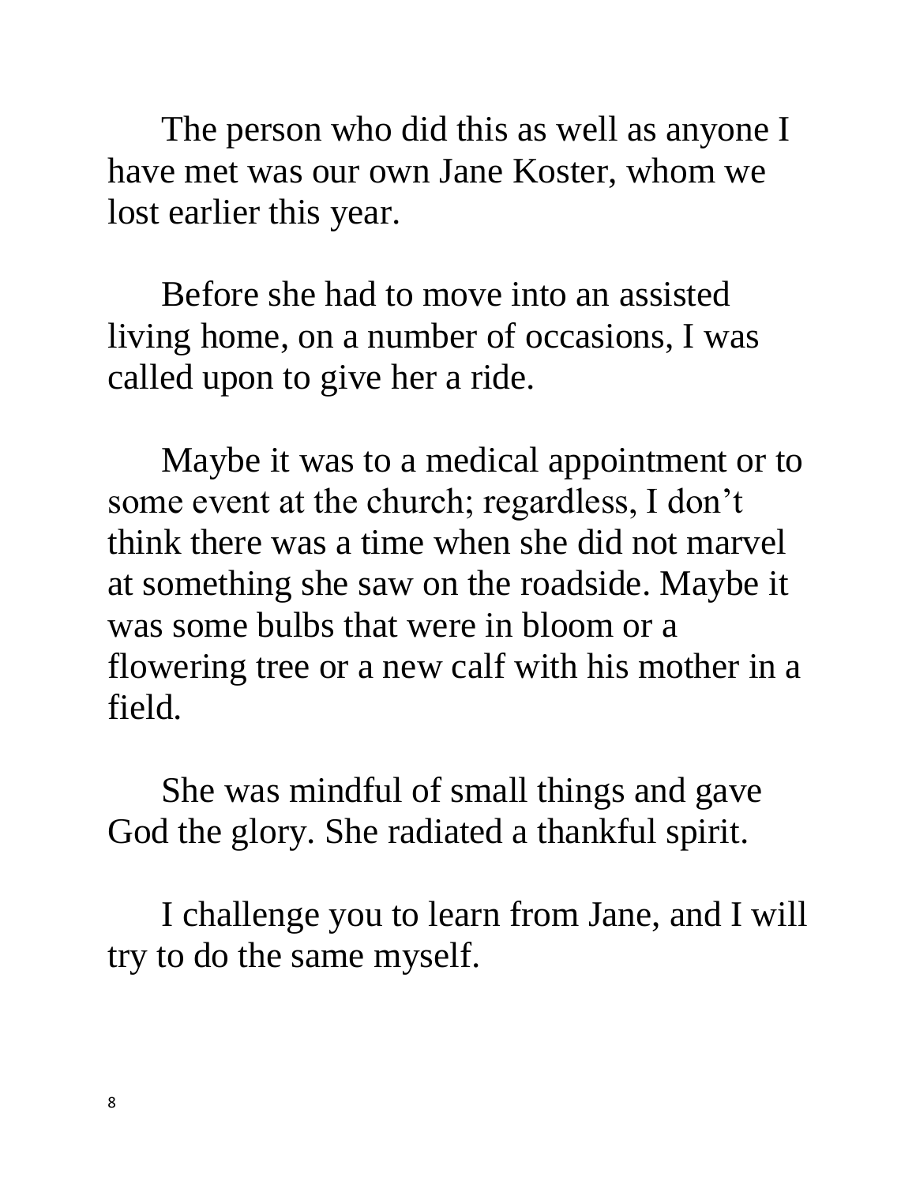The person who did this as well as anyone I have met was our own Jane Koster, whom we lost earlier this year.

Before she had to move into an assisted living home, on a number of occasions, I was called upon to give her a ride.

Maybe it was to a medical appointment or to some event at the church; regardless, I don't think there was a time when she did not marvel at something she saw on the roadside. Maybe it was some bulbs that were in bloom or a flowering tree or a new calf with his mother in a field.

She was mindful of small things and gave God the glory. She radiated a thankful spirit.

I challenge you to learn from Jane, and I will try to do the same myself.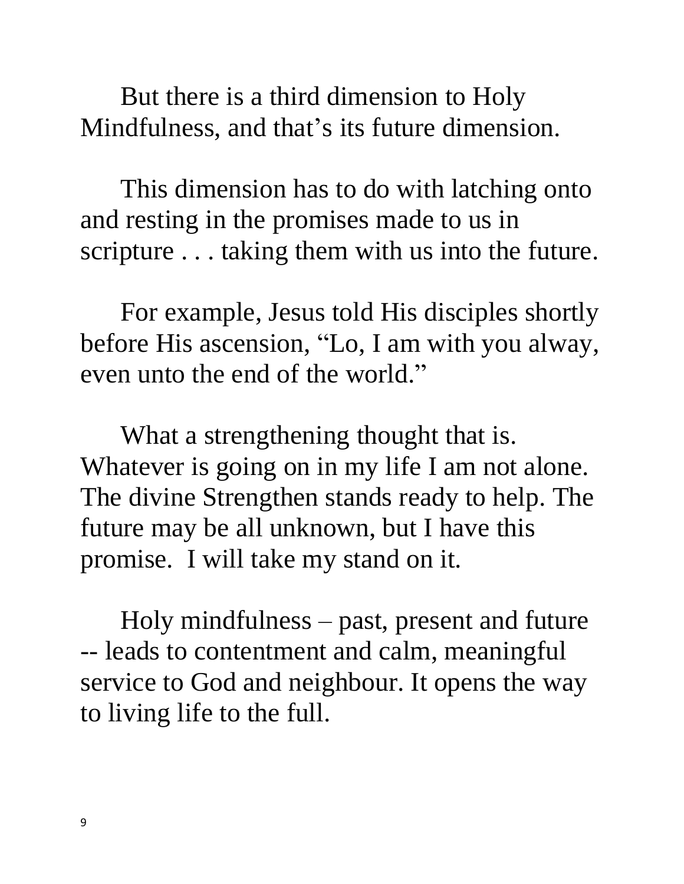But there is a third dimension to Holy Mindfulness, and that’s its future dimension.

This dimension has to do with latching onto and resting in the promises made to us in scripture . . . taking them with us into the future.

For example, Jesus told His disciples shortly before His ascension, “Lo, I am with you alway, even unto the end of the world.”

What a strengthening thought that is. Whatever is going on in my life I am not alone. The divine Strengthen stands ready to help. The future may be all unknown, but I have this promise. I will take my stand on it.

Holy mindfulness – past, present and future -- leads to contentment and calm, meaningful service to God and neighbour. It opens the way to living life to the full.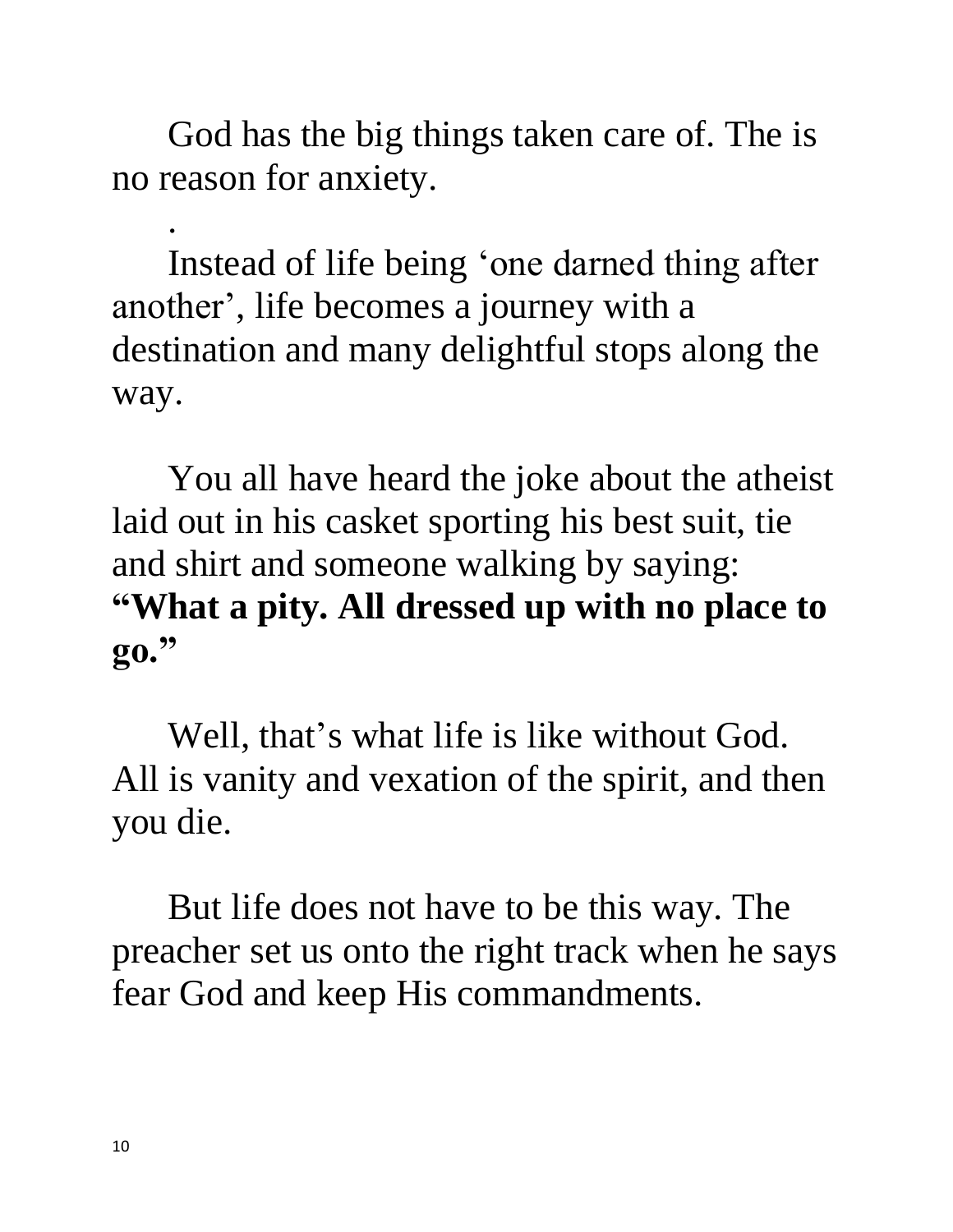God has the big things taken care of. The is no reason for anxiety.

.

Instead of life being 'one darned thing after another', life becomes a journey with a destination and many delightful stops along the way.

You all have heard the joke about the atheist laid out in his casket sporting his best suit, tie and shirt and someone walking by saying: **"What a pity. All dressed up with no place to go."**

Well, that's what life is like without God. All is vanity and vexation of the spirit, and then you die.

But life does not have to be this way. The preacher set us onto the right track when he says fear God and keep His commandments.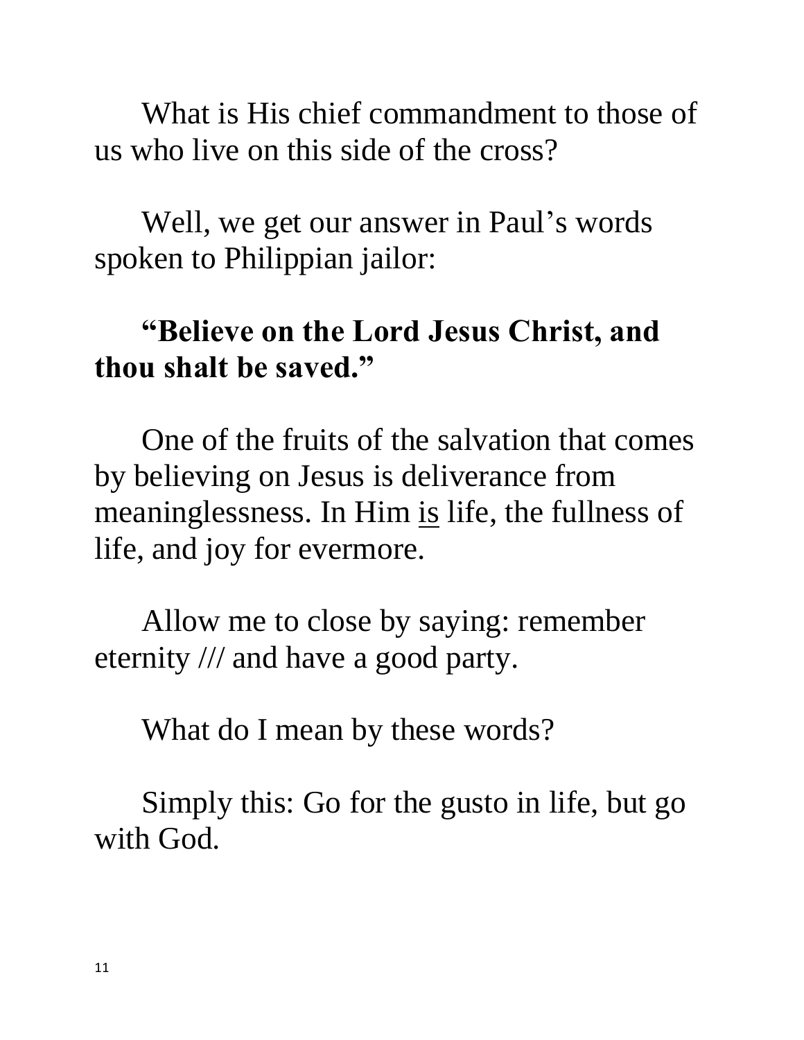What is His chief commandment to those of us who live on this side of the cross?

Well, we get our answer in Paul's words spoken to Philippian jailor:

**"Believe on the Lord Jesus Christ, and thou shalt be saved."**

One of the fruits of the salvation that comes by believing on Jesus is deliverance from meaninglessness. In Him <u>is</u> life, the fullness of life, and joy for evermore.

Allow me to close by saying: remember eternity /// and have a good party.

What do I mean by these words?

Simply this: Go for the gusto in life, but go with God.